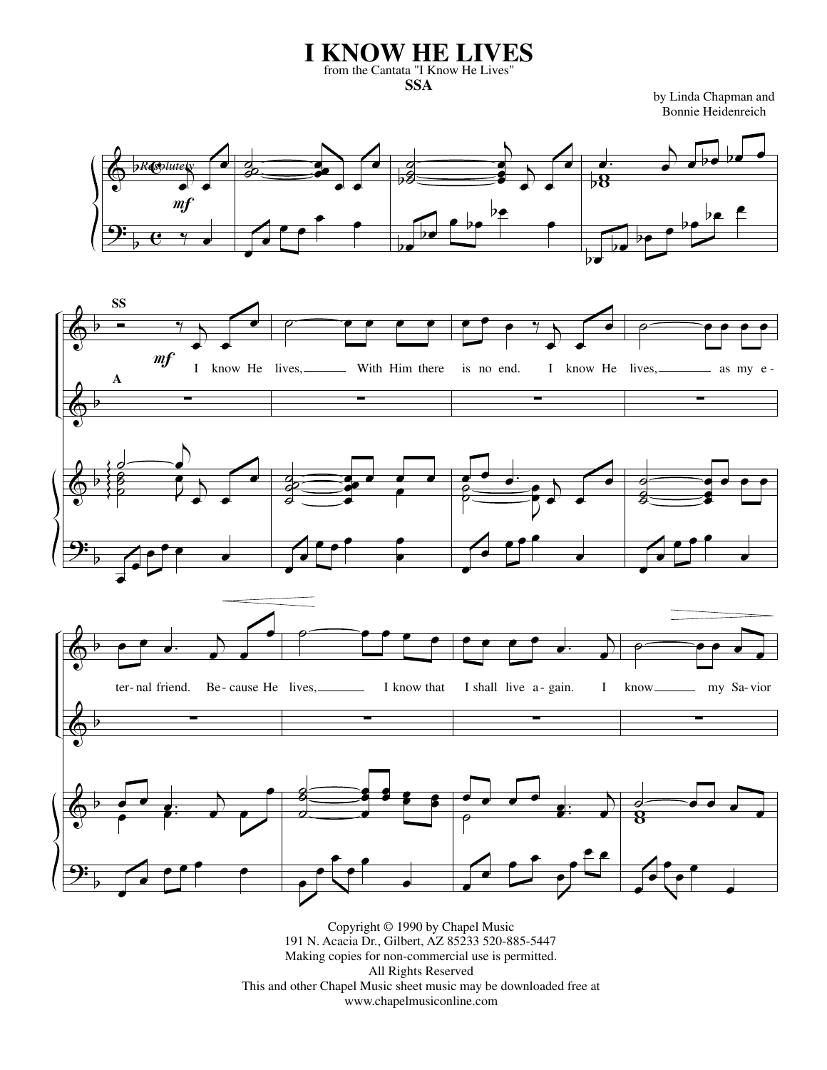# I KNOW HE LIVES

from the Cantata "I Know He Lives"

**SSA**

by Linda Chapman and
Bonnie Heidenreich

Copyright © 1990 by Chapel Music
191 N. Acacia Dr., Gilbert, AZ 85233 520-885-5447
Making copies for non-commercial use is permitted.
All Rights Reserved
This and other Chapel Music sheet music may be downloaded free at
www.chapelmusiconline.com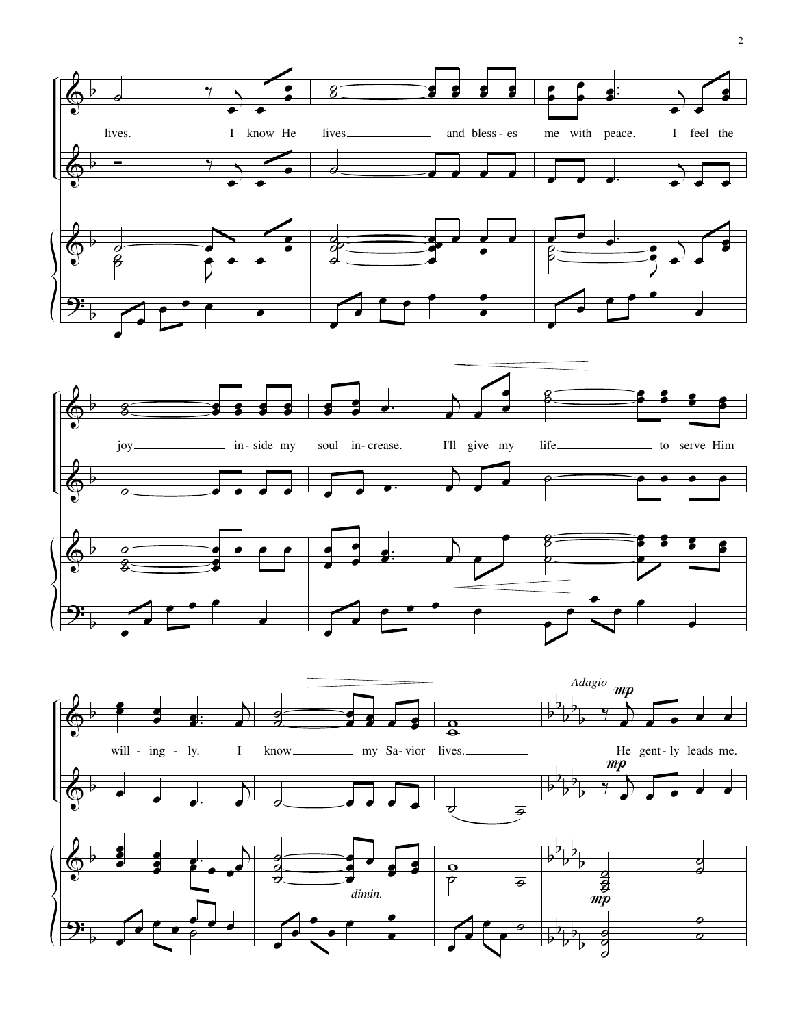lives. I know He lives and bless-es me with peace. I feel the

joy in-side my soul in-crease. I'll give my life to serve Him

will-ing-ly. I know my Sa-vior lives.

*Adagio*

**mp**

He gent-ly leads me.

*dimin.*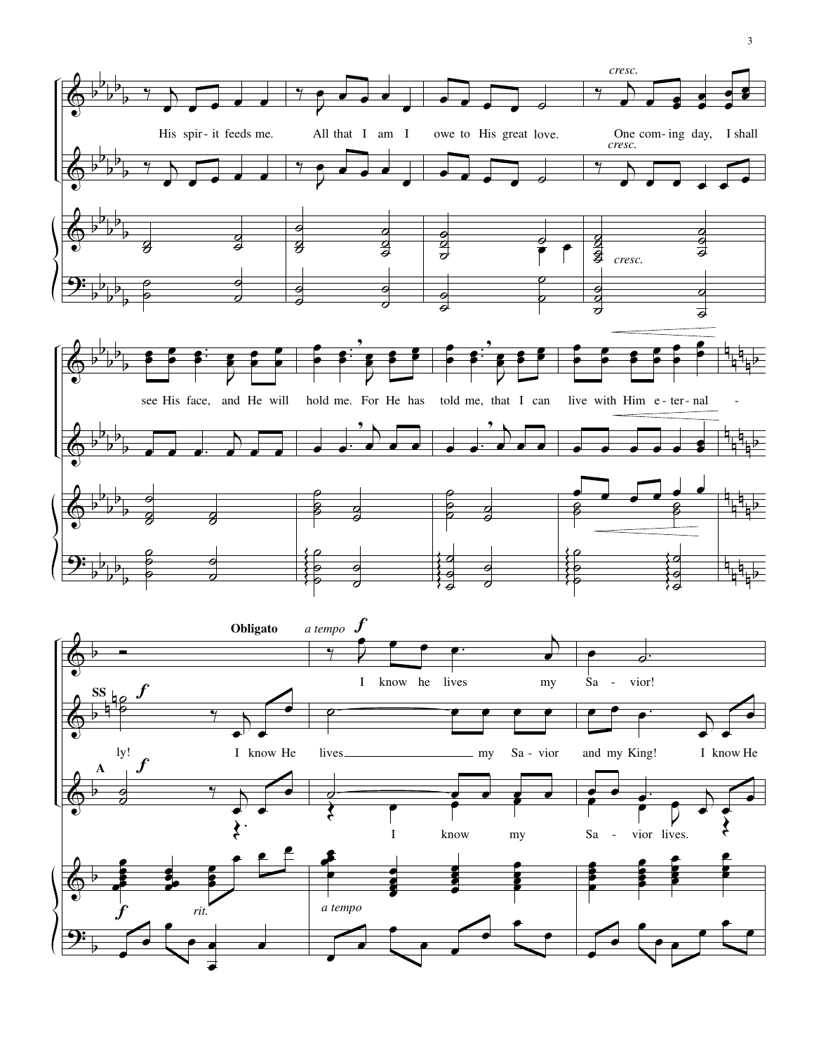*cresc.*

His spir - it feeds me. All that I am I owe to His great love. One com - ing day, I shall

*cresc.*

see His face, and He will hold me. For He has told me, that I can live with Him e - ter - nal -

**Obligato** *a tempo* ***f***

I know he lives my Sa - vior!

**SS** ***f***

ly! I know He lives my Sa - vior and my King! I know He

**A** ***f***

I know my Sa - vior lives.

***f*** *rit.* *a tempo*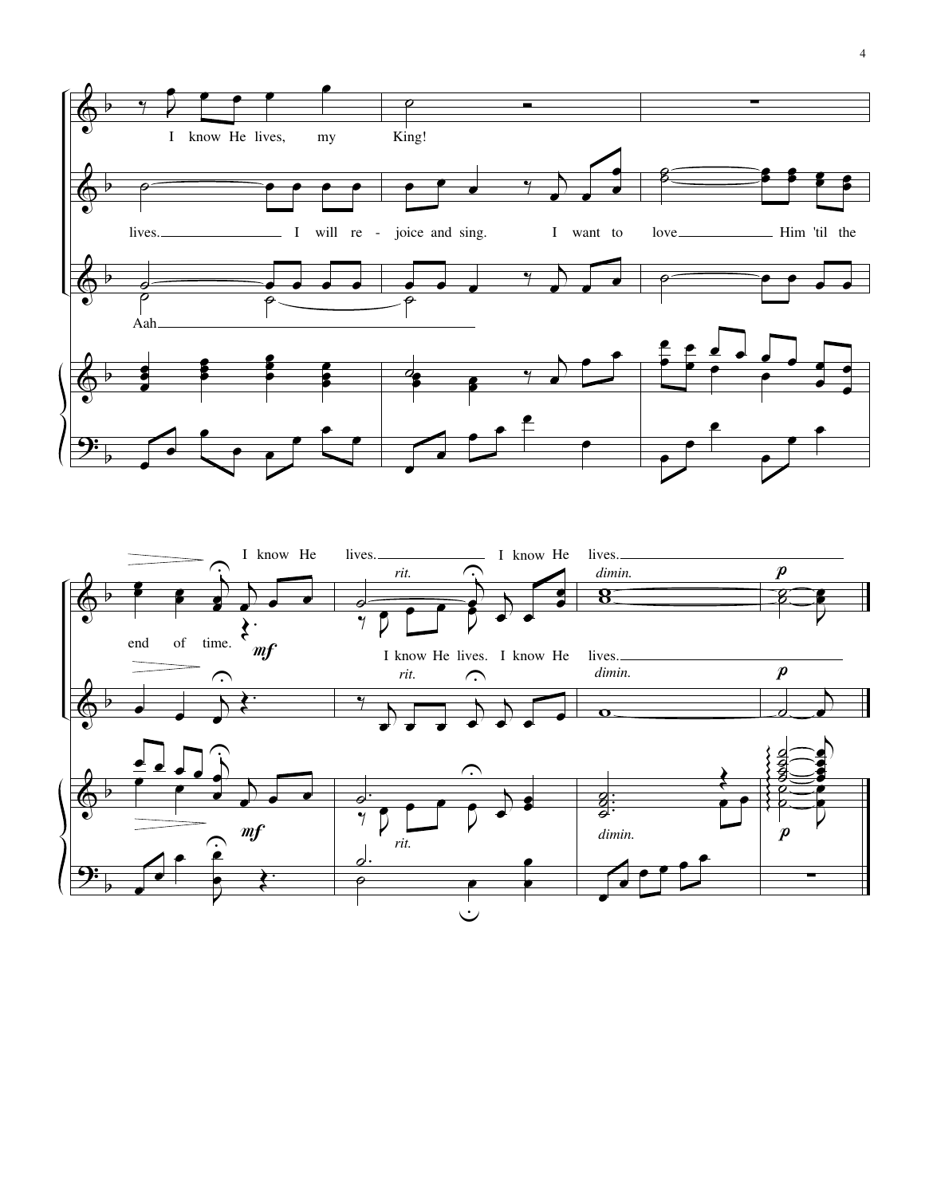I know He lives, my King!

lives. I will re - joice and sing. I want to love Him 'til the

Aah

I know He lives. I know He lives.

*rit.* *dimin.* **p**

end of time. **mf**

I know He lives. I know He lives.

*rit.* *dimin.* **p**

**mf**

*rit.*

*dimin.*

**p**